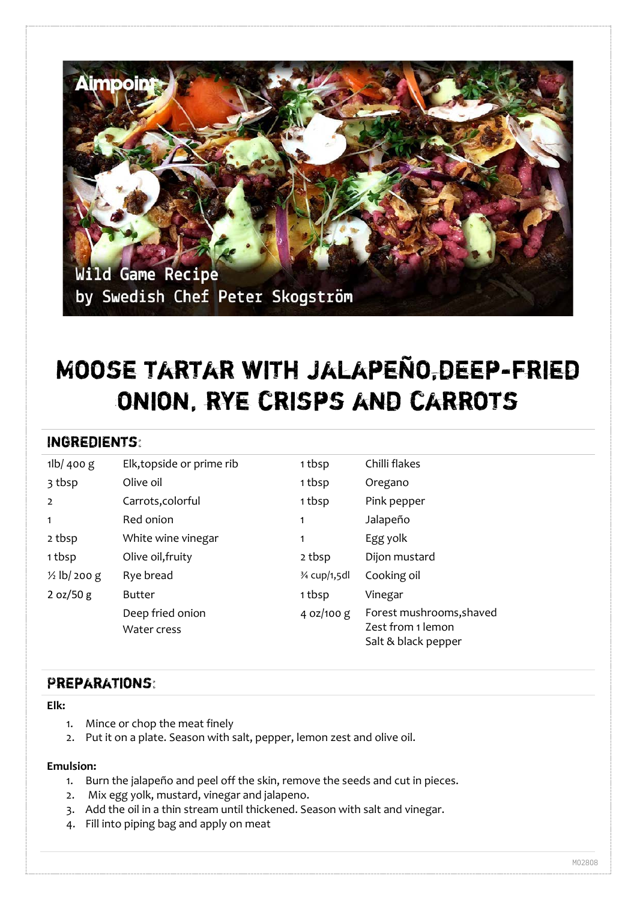# MOOSE TARTAR WITH JALAPEÑO,DEEP-FRIED ONION, RYE CRISPS AND CARROTS

## INGREDIENTS:

| | | | |
|---|---|---|---|
| 1lb/ 400 g | Elk,topside or prime rib | 1 tbsp | Chilli flakes |
| 3 tbsp | Olive oil | 1 tbsp | Oregano |
| 2 | Carrots,colorful | 1 tbsp | Pink pepper |
| 1 | Red onion | 1 | Jalapeño |
| 2 tbsp | White wine vinegar | 1 | Egg yolk |
| 1 tbsp | Olive oil,fruity | 2 tbsp | Dijon mustard |
| ½ lb/ 200 g | Rye bread | ¾ cup/1,5dl | Cooking oil |
| 2 oz/50 g | Butter | 1 tbsp | Vinegar |
| | Deep fried onion | 4 oz/100 g | Forest mushrooms,shaved |
| | Water cress | | Zest from 1 lemon |
| | | | Salt & black pepper |

## PREPARATIONS:

**Elk:**

1. Mince or chop the meat finely
2. Put it on a plate. Season with salt, pepper, lemon zest and olive oil.

**Emulsion:**

1. Burn the jalapeño and peel off the skin, remove the seeds and cut in pieces.
2. Mix egg yolk, mustard, vinegar and jalapeno.
3. Add the oil in a thin stream until thickened. Season with salt and vinegar.
4. Fill into piping bag and apply on meat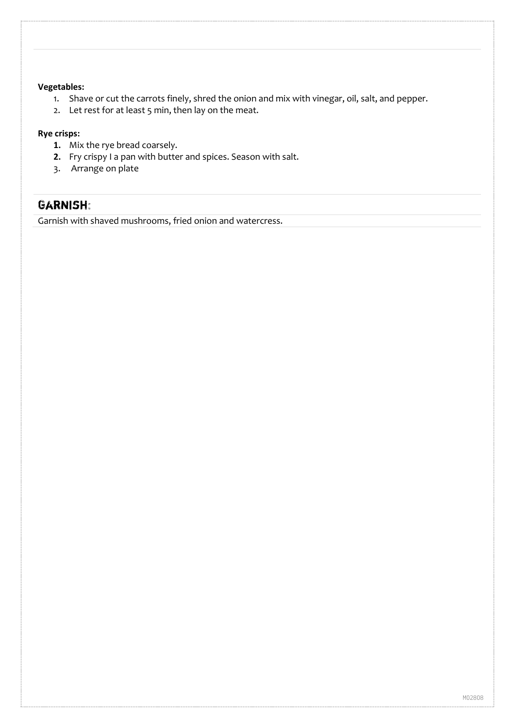**Vegetables:**

1. Shave or cut the carrots finely, shred the onion and mix with vinegar, oil, salt, and pepper.
2. Let rest for at least 5 min, then lay on the meat.

**Rye crisps:**

1. Mix the rye bread coarsely.
2. Fry crispy I a pan with butter and spices. Season with salt.
3. Arrange on plate

## GARNISH:

Garnish with shaved mushrooms, fried onion and watercress.